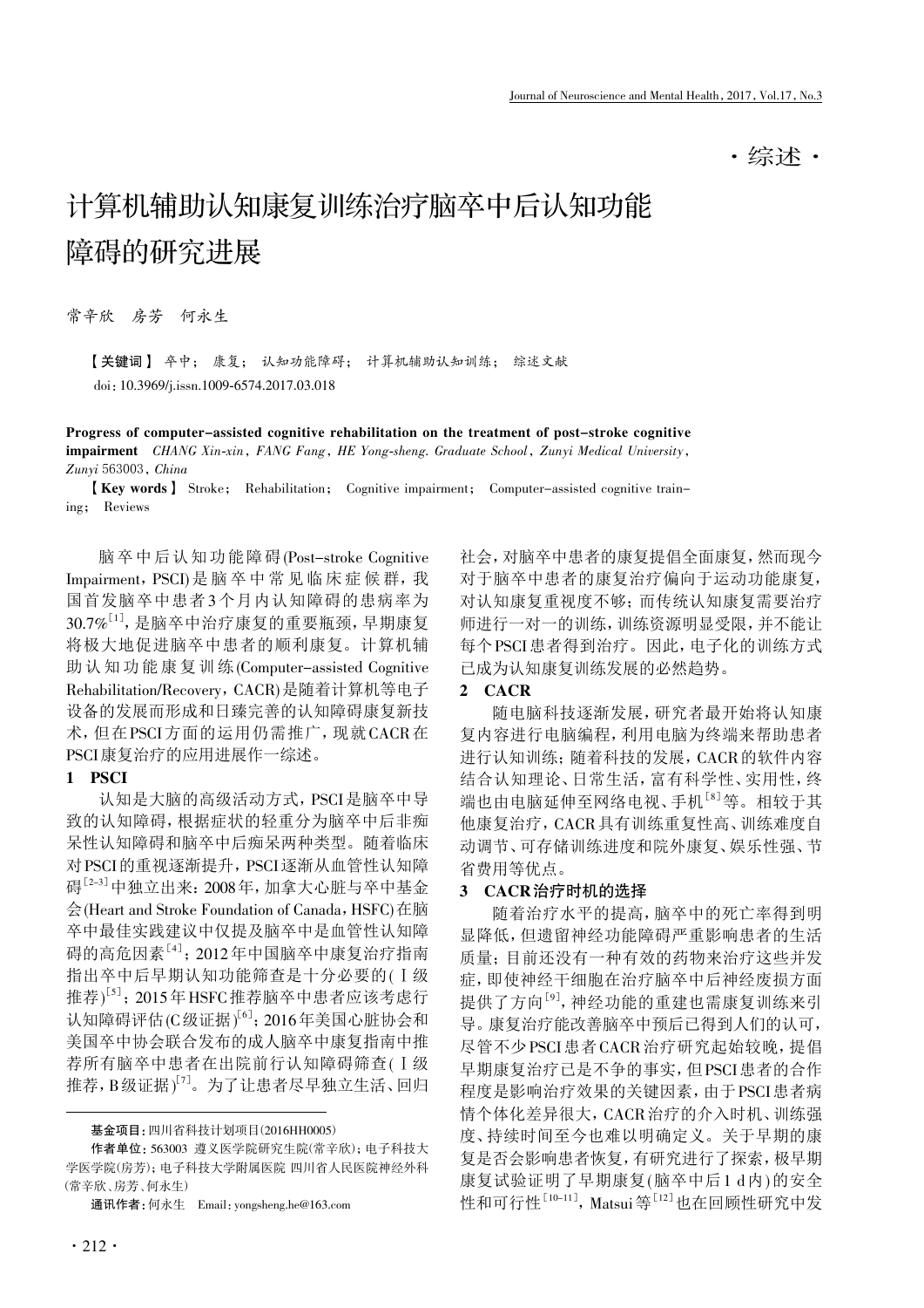·综述·

# 计算机辅助认知康复训练治疗脑卒中后认知功能障碍的研究进展

常辛欣　房芳　何永生

【关键词】 卒中； 康复； 认知功能障碍； 计算机辅助认知训练； 综述文献

doi：10.3969/j.issn.1009-6574.2017.03.018

**Progress of computer-assisted cognitive rehabilitation on the treatment of post-stroke cognitive impairment** *CHANG Xin-xin，FANG Fang，HE Yong-sheng. Graduate School，Zunyi Medical University，Zunyi 563003，China*

【**Key words**】 Stroke； Rehabilitation； Cognitive impairment； Computer-assisted cognitive training； Reviews

脑卒中后认知功能障碍(Post-stroke Cognitive Impairment，PSCI)是脑卒中常见临床症候群，我国首发脑卒中患者3个月内认知障碍的患病率为30.7%[1]，是脑卒中治疗康复的重要瓶颈，早期康复将极大地促进脑卒中患者的顺利康复。计算机辅助认知功能康复训练(Computer-assisted Cognitive Rehabilitation/Recovery，CACR)是随着计算机等电子设备的发展而形成和日臻完善的认知障碍康复新技术，但在PSCI方面的运用仍需推广，现就CACR在PSCI康复治疗的应用进展作一综述。

## 1 PSCI

认知是大脑的高级活动方式，PSCI是脑卒中导致的认知障碍，根据症状的轻重分为脑卒中后非痴呆性认知障碍和脑卒中后痴呆两种类型。随着临床对PSCI的重视逐渐提升，PSCI逐渐从血管性认知障碍[2-3]中独立出来：2008年，加拿大心脏与卒中基金会(Heart and Stroke Foundation of Canada，HSFC)在脑卒中最佳实践建议中仅提及脑卒中是血管性认知障碍的高危因素[4]；2012年中国脑卒中康复治疗指南指出卒中后早期认知功能筛查是十分必要的(Ⅰ级推荐)[5]；2015年HSFC推荐脑卒中患者应该考虑行认知障碍评估(C级证据)[6]；2016年美国心脏协会和美国卒中协会联合发布的成人脑卒中康复指南中推荐所有脑卒中患者在出院前行认知障碍筛查(Ⅰ级推荐，B级证据)[7]。为了让患者尽早独立生活、回归社会，对脑卒中患者的康复提倡全面康复，然而现今对于脑卒中患者的康复治疗偏向于运动功能康复，对认知康复重视度不够；而传统认知康复需要治疗师进行一对一的训练，训练资源明显受限，并不能让每个PSCI患者得到治疗。因此，电子化的训练方式已成为认知康复训练发展的必然趋势。

## 2 CACR

随电脑科技逐渐发展，研究者最开始将认知康复内容进行电脑编程，利用电脑为终端来帮助患者进行认知训练；随着科技的发展，CACR的软件内容结合认知理论、日常生活，富有科学性、实用性，终端也由电脑延伸至网络电视、手机[8]等。相较于其他康复治疗，CACR具有训练重复性高、训练难度自动调节、可存储训练进度和院外康复、娱乐性强、节省费用等优点。

## 3 CACR治疗时机的选择

随着治疗水平的提高，脑卒中的死亡率得到明显降低，但遗留神经功能障碍严重影响患者的生活质量；目前还没有一种有效的药物来治疗这些并发症，即使神经干细胞在治疗脑卒中后神经废损方面提供了方向[9]，神经功能的重建也需康复训练来引导。康复治疗能改善脑卒中预后已得到人们的认可，尽管不少PSCI患者CACR治疗研究起始较晚，提倡早期康复治疗已是不争的事实，但PSCI患者的合作程度是影响治疗效果的关键因素，由于PSCI患者病情个体化差异很大，CACR治疗的介入时机、训练强度、持续时间至今也难以明确定义。关于早期的康复是否会影响患者恢复，有研究进行了探索，极早期康复试验证明了早期康复(脑卒中后1 d内)的安全性和可行性[10-11]，Matsui等[12]也在回顾性研究中发

---

基金项目：四川省科技计划项目(2016HH0005)

作者单位：563003 遵义医学院研究生院(常辛欣)；电子科技大学医学院(房芳)；电子科技大学附属医院 四川省人民医院神经外科(常辛欣、房芳、何永生)

通讯作者：何永生 Email：yongsheng.he@163.com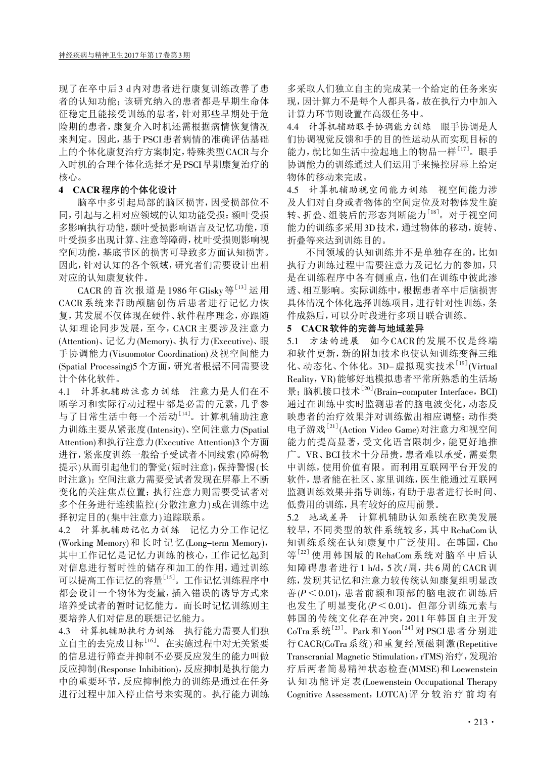现了在卒中后3 d内对患者进行康复训练改善了患者的认知功能；该研究纳入的患者都是早期生命体征稳定且能接受训练的患者，针对那些早期处于危险期的患者，康复介入时机还需根据病情恢复情况来判定。因此，基于PSCI患者病情的准确评估基础上的个体化康复治疗方案制定，特殊类型CACR与介入时机的合理个体化选择才是PSCI早期康复治疗的核心。

## 4 CACR程序的个体化设计

脑卒中多引起局部的脑区损害，因受损部位不同，引起与之相对应领域的认知功能受损：额叶受损多影响执行功能，颞叶受损影响语言及记忆功能，顶叶受损多出现计算、注意等障碍，枕叶受损则影响视空间功能，基底节区的损害可导致多方面认知损害。因此，针对认知的各个领域，研究者们需要设计出相对应的认知康复软件。

CACR的首次报道是1986年Glisky等[13]运用CACR系统来帮助颅脑创伤后患者进行记忆力恢复，其发展不仅体现在硬件、软件程序理念，亦跟随认知理论同步发展，至今，CACR主要涉及注意力(Attention)、记忆力(Memory)、执行力(Executive)、眼手协调能力(Visuomotor Coordination)及视空间能力(Spatial Processing)5个方面，研究者根据不同需要设计个体化软件。

*4.1 计算机辅助注意力训练* 注意力是人们在不断学习和实际行动过程中都是必需的元素，几乎参与了日常生活中每一个活动[14]。计算机辅助注意力训练主要从紧张度(Intensity)、空间注意力(Spatial Attention)和执行注意力(Executive Attention)3个方面进行，紧张度训练一般给予受试者不同线索(障碍物提示)从而引起他们的警觉(短时注意)，保持警惕(长时注意)；空间注意力需要受试者发现在屏幕上不断变化的关注焦点位置；执行注意力则需要受试者对多个任务进行连续监控(分散注意力)或在训练中选择初定目的(集中注意力)追踪联系。

*4.2 计算机辅助记忆力训练* 记忆力分工作记忆(Working Memory)和长时记忆(Long-term Memory)，其中工作记忆是记忆力训练的核心，工作记忆起到对信息进行暂时性的储存和加工的作用，通过训练可以提高工作记忆的容量[15]。工作记忆训练程序中都会设计一个物体为变量，插入错误的诱导方式来培养受试者的暂时记忆能力。而长时记忆训练则主要培养人们对信息的联想记忆能力。

*4.3 计算机辅助执行力训练* 执行能力需要人们独立自主的去完成目标[16]。在实施过程中对无关紧要的信息进行筛查并抑制不必要反应发生的能力叫做反应抑制(Response Inhibition)，反应抑制是执行能力中的重要环节，反应抑制能力的训练是通过在任务进行过程中加入停止信号来实现的。执行能力训练多采取人们独立自主的完成某一个给定的任务来实现，因计算力不是每个人都具备，故在执行力中加入计算力环节则设置在高级任务中。

*4.4 计算机辅助眼手协调能力训练* 眼手协调是人们协调视觉反馈和手的目的性运动从而实现目标的能力，就比如生活中捡起地上的物品一样[17]。眼手协调能力的训练通过人们运用手来操控屏幕上给定物体的移动来完成。

*4.5 计算机辅助视空间能力训练* 视空间能力涉及人们对自身或者物体的空间定位及对物体发生旋转、折叠、组装后的形态判断能力[18]。对于视空间能力的训练多采用3D技术，通过物体的移动，旋转、折叠等来达到训练目的。

不同领域的认知训练并不是单独存在的，比如执行力训练过程中需要注意力及记忆力的参加，只是在训练程序中各有侧重点，他们在训练中彼此渗透、相互影响。实际训练中，根据患者卒中后脑损害具体情况个体化选择训练项目，进行针对性训练，条件成熟后，可以分时段进行多项目联合训练。

## 5 CACR软件的完善与地域差异

*5.1 方法的进展* 如今CACR的发展不仅是终端和软件更新，新的附加技术也使认知训练变得三维化、动态化、个体化。3D-虚拟现实技术[19](Virtual Reality，VR)能够好地模拟患者平常所熟悉的生活场景；脑机接口技术[20](Brain-computer Interface，BCI)通过在训练中实时监测患者的脑电波变化，动态反映患者的治疗效果并对训练做出相应调整；动作类电子游戏[21](Action Video Game)对注意力和视空间能力的提高显著，受文化语言限制少，能更好地推广。VR、BCI技术十分昂贵，患者难以承受，需要集中训练，使用价值有限。而利用互联网平台开发的软件，患者能在社区、家里训练，医生能通过互联网监测训练效果并指导训练，有助于患者进行长时间、低费用的训练，具有较好的应用前景。

*5.2 地域差异* 计算机辅助认知系统在欧美发展较早，不同类型的软件系统较多，其中RehaCom认知训练系统在认知康复中广泛使用。在韩国，Cho等[22]使用韩国版的RehaCom系统对脑卒中后认知障碍患者进行1 h/d，5次/周，共6周的CACR训练，发现其记忆和注意力较传统认知康复组明显改善($P < 0.01$)，患者前额和顶部的脑电波在训练后也发生了明显变化($P < 0.01$)。但部分训练元素与韩国的传统文化存在冲突，2011年韩国自主开发CoTra系统[23]。Park和Yoon[24]对PSCI患者分别进行CACR(CoTra系统)和重复经颅磁刺激(Repetitive Transcranial Magnetic Stimulation，rTMS)治疗，发现治疗后两者简易精神状态检查(MMSE)和Loewenstein认知功能评定表(Loewenstein Occupational Therapy Cognitive Assessment，LOTCA)评分较治疗前均有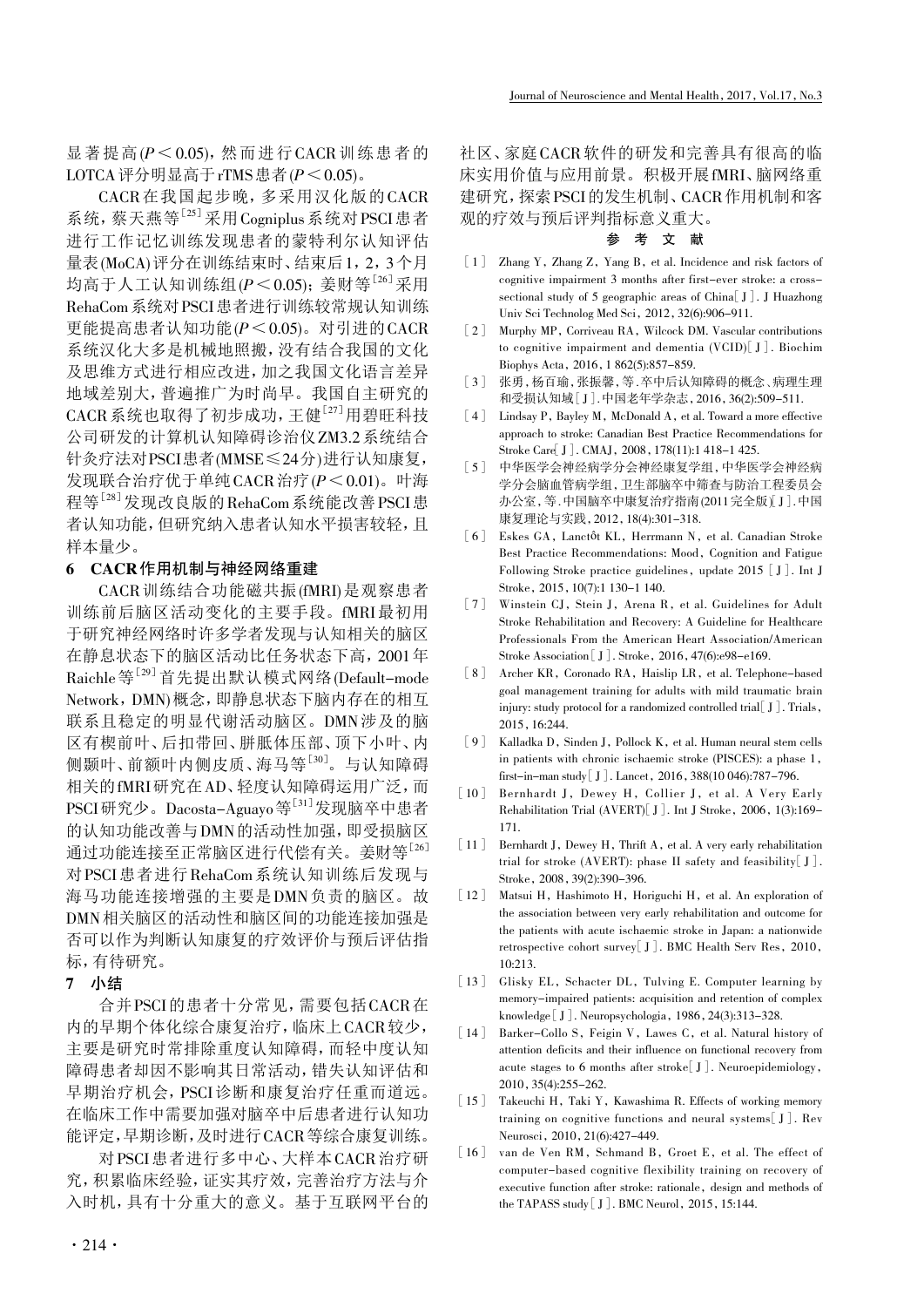显著提高($P < 0.05$)，然而进行CACR训练患者的LOTCA评分明显高于rTMS患者($P < 0.05$)。

CACR在我国起步晚，多采用汉化版的CACR系统，蔡天燕等[25]采用Cogniplus系统对PSCI患者进行工作记忆训练发现患者的蒙特利尔认知评估量表(MoCA)评分在训练结束时、结束后1，2，3个月均高于人工认知训练组($P < 0.05$)；姜财等[26]采用RehaCom系统对PSCI患者进行训练较常规认知训练更能提高患者认知功能($P < 0.05$)。对引进的CACR系统汉化大多是机械地照搬，没有结合我国的文化及思维方式进行相应改进，加之我国文化语言差异地域差别大，普遍推广为时尚早。我国自主研究的CACR系统也取得了初步成功，王健[27]用碧旺科技公司研发的计算机认知障碍诊治仪ZM3.2系统结合针灸疗法对PSCI患者(MMSE≤24分)进行认知康复，发现联合治疗优于单纯CACR治疗($P < 0.01$)。叶海程等[28]发现改良版的RehaCom系统能改善PSCI患者认知功能，但研究纳入患者认知水平损害较轻，且样本量少。

## 6 CACR作用机制与神经网络重建

CACR训练结合功能磁共振(fMRI)是观察患者训练前后脑区活动变化的主要手段。fMRI最初用于研究神经网络时许多学者发现与认知相关的脑区在静息状态下的脑区活动比任务状态下高，2001年Raichle等[29]首先提出默认模式网络(Default-mode Network，DMN)概念，即静息状态下脑内存在的相互联系且稳定的明显代谢活动脑区。DMN涉及的脑区有楔前叶、后扣带回、胼胝体压部、顶下小叶、内侧颞叶、前额叶内侧皮质、海马等[30]。与认知障碍相关的fMRI研究在AD、轻度认知障碍运用广泛，而PSCI研究少。Dacosta-Aguayo等[31]发现脑卒中患者的认知功能改善与DMN的活动性加强，即受损脑区通过功能连接至正常脑区进行代偿有关。姜财等[26]对PSCI患者进行RehaCom系统认知训练后发现与海马功能连接增强的主要是DMN负责的脑区。故DMN相关脑区的活动性和脑区间的功能连接加强是否可以作为判断认知康复的疗效评价与预后评估指标，有待研究。

## 7 小结

合并PSCI的患者十分常见，需要包括CACR在内的早期个体化综合康复治疗，临床上CACR较少，主要是研究时常排除重度认知障碍，而轻中度认知障碍患者却因不影响其日常活动，错失认知评估和早期治疗机会，PSCI诊断和康复治疗任重而道远。在临床工作中需要加强对脑卒中后患者进行认知功能评定，早期诊断，及时进行CACR等综合康复训练。

对PSCI患者进行多中心、大样本CACR治疗研究，积累临床经验，证实其疗效，完善治疗方法与介入时机，具有十分重大的意义。基于互联网平台的社区、家庭CACR软件的研发和完善具有很高的临床实用价值与应用前景。积极开展fMRI、脑网络重建研究，探索PSCI的发生机制、CACR作用机制和客观的疗效与预后评判指标意义重大。

## 参考文献

[1] Zhang Y, Zhang Z, Yang B, et al. Incidence and risk factors of cognitive impairment 3 months after first-ever stroke: a cross-sectional study of 5 geographic areas of China[J]. J Huazhong Univ Sci Technolog Med Sci, 2012, 32(6):906-911.

[2] Murphy MP, Corriveau RA, Wilcock DM. Vascular contributions to cognitive impairment and dementia (VCID)[J]. Biochim Biophys Acta, 2016, 1 862(5):857-859.

[3] 张勇，杨百瑜，张振馨，等. 卒中后认知障碍的概念、病理生理和受损认知域[J]. 中国老年学杂志，2016, 36(2):509-511.

[4] Lindsay P, Bayley M, McDonald A, et al. Toward a more effective approach to stroke: Canadian Best Practice Recommendations for Stroke Care[J]. CMAJ, 2008, 178(11):1 418-1 425.

[5] 中华医学会神经病学分会神经康复学组，中华医学会神经病学分会脑血管病学组，卫生部脑卒中筛查与防治工程委员会办公室，等. 中国脑卒中康复治疗指南(2011完全版)[J]. 中国康复理论与实践，2012, 18(4):301-318.

[6] Eskes GA, Lanctôt KL, Herrmann N, et al. Canadian Stroke Best Practice Recommendations: Mood, Cognition and Fatigue Following Stroke practice guidelines, update 2015 [J]. Int J Stroke, 2015, 10(7):1 130-1 140.

[7] Winstein CJ, Stein J, Arena R, et al. Guidelines for Adult Stroke Rehabilitation and Recovery: A Guideline for Healthcare Professionals From the American Heart Association/American Stroke Association[J]. Stroke, 2016, 47(6):e98-e169.

[8] Archer KR, Coronado RA, Haislip LR, et al. Telephone-based goal management training for adults with mild traumatic brain injury: study protocol for a randomized controlled trial[J]. Trials, 2015, 16:244.

[9] Kalladka D, Sinden J, Pollock K, et al. Human neural stem cells in patients with chronic ischaemic stroke (PISCES): a phase 1, first-in-man study[J]. Lancet, 2016, 388(10 046):787-796.

[10] Bernhardt J, Dewey H, Collier J, et al. A Very Early Rehabilitation Trial (AVERT)[J]. Int J Stroke, 2006, 1(3):169-171.

[11] Bernhardt J, Dewey H, Thrift A, et al. A very early rehabilitation trial for stroke (AVERT): phase II safety and feasibility[J]. Stroke, 2008, 39(2):390-396.

[12] Matsui H, Hashimoto H, Horiguchi H, et al. An exploration of the association between very early rehabilitation and outcome for the patients with acute ischaemic stroke in Japan: a nationwide retrospective cohort survey[J]. BMC Health Serv Res, 2010, 10:213.

[13] Glisky EL, Schacter DL, Tulving E. Computer learning by memory-impaired patients: acquisition and retention of complex knowledge[J]. Neuropsychologia, 1986, 24(3):313-328.

[14] Barker-Collo S, Feigin V, Lawes C, et al. Natural history of attention deficits and their influence on functional recovery from acute stages to 6 months after stroke[J]. Neuroepidemiology, 2010, 35(4):255-262.

[15] Takeuchi H, Taki Y, Kawashima R. Effects of working memory training on cognitive functions and neural systems[J]. Rev Neurosci, 2010, 21(6):427-449.

[16] van de Ven RM, Schmand B, Groet E, et al. The effect of computer-based cognitive flexibility training on recovery of executive function after stroke: rationale, design and methods of the TAPASS study[J]. BMC Neurol, 2015, 15:144.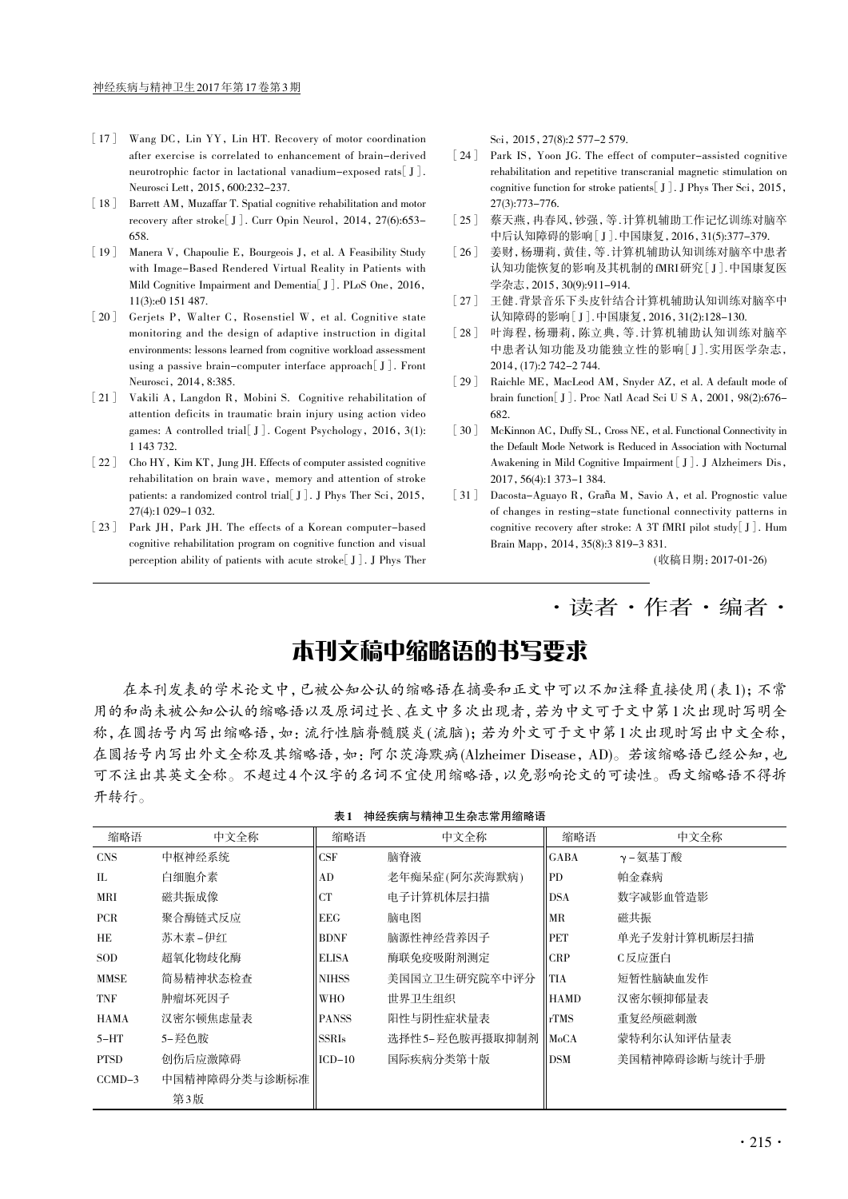[17] Wang DC, Lin YY, Lin HT. Recovery of motor coordination after exercise is correlated to enhancement of brain-derived neurotrophic factor in lactational vanadium-exposed rats[J]. Neurosci Lett, 2015, 600:232-237.

[18] Barrett AM, Muzaffar T. Spatial cognitive rehabilitation and motor recovery after stroke[J]. Curr Opin Neurol, 2014, 27(6):653-658.

[19] Manera V, Chapoulie E, Bourgeois J, et al. A Feasibility Study with Image-Based Rendered Virtual Reality in Patients with Mild Cognitive Impairment and Dementia[J]. PLoS One, 2016, 11(3):e0 151 487.

[20] Gerjets P, Walter C, Rosenstiel W, et al. Cognitive state monitoring and the design of adaptive instruction in digital environments: lessons learned from cognitive workload assessment using a passive brain-computer interface approach[J]. Front Neurosci, 2014, 8:385.

[21] Vakili A, Langdon R, Mobini S. Cognitive rehabilitation of attention deficits in traumatic brain injury using action video games: A controlled trial[J]. Cogent Psychology, 2016, 3(1): 1 143 732.

[22] Cho HY, Kim KT, Jung JH. Effects of computer assisted cognitive rehabilitation on brain wave, memory and attention of stroke patients: a randomized control trial[J]. J Phys Ther Sci, 2015, 27(4):1 029-1 032.

[23] Park JH, Park JH. The effects of a Korean computer-based cognitive rehabilitation program on cognitive function and visual perception ability of patients with acute stroke[J]. J Phys Ther Sci, 2015, 27(8):2 577-2 579.

[24] Park IS, Yoon JG. The effect of computer-assisted cognitive rehabilitation and repetitive transcranial magnetic stimulation on cognitive function for stroke patients[J]. J Phys Ther Sci, 2015, 27(3):773-776.

[25] 蔡天燕,冉春风,钞强,等.计算机辅助工作记忆训练对脑卒中后认知障碍的影响[J].中国康复,2016,31(5):377-379.

[26] 姜财,杨珊莉,黄佳,等.计算机辅助认知训练对脑卒中患者认知功能恢复的影响及其机制的fMRI研究[J].中国康复医学杂志,2015,30(9):911-914.

[27] 王健.背景音乐下头皮针结合计算机辅助认知训练对脑卒中认知障碍的影响[J].中国康复,2016,31(2):128-130.

[28] 叶海程,杨珊莉,陈立典,等.计算机辅助认知训练对脑卒中患者认知功能及功能独立性的影响[J].实用医学杂志,2014,(17):2 742-2 744.

[29] Raichle ME, MacLeod AM, Snyder AZ, et al. A default mode of brain function[J]. Proc Natl Acad Sci U S A, 2001, 98(2):676-682.

[30] McKinnon AC, Duffy SL, Cross NE, et al. Functional Connectivity in the Default Mode Network is Reduced in Association with Nocturnal Awakening in Mild Cognitive Impairment[J]. J Alzheimers Dis, 2017, 56(4):1 373-1 384.

[31] Dacosta-Aguayo R, Graña M, Savio A, et al. Prognostic value of changes in resting-state functional connectivity patterns in cognitive recovery after stroke: A 3T fMRI pilot study[J]. Hum Brain Mapp, 2014, 35(8):3 819-3 831.

(收稿日期:2017-01-26)

·读者·作者·编者·

# 本刊文稿中缩略语的书写要求

在本刊发表的学术论文中,已被公知公认的缩略语在摘要和正文中可以不加注释直接使用(表1);不常用的和尚未被公知公认的缩略语以及原词过长、在文中多次出现者,若为中文可于文中第1次出现时写明全称,在圆括号内写出缩略语,如:流行性脑脊髓膜炎(流脑);若为外文可于文中第1次出现时写出中文全称,在圆括号内写出外文全称及其缩略语,如:阿尔茨海默病(Alzheimer Disease,AD)。若该缩略语已经公知,也可不注出其英文全称。不超过4个汉字的名词不宜使用缩略语,以免影响论文的可读性。西文缩略语不得拆开转行。

**表1 神经疾病与精神卫生杂志常用缩略语**

| 缩略语 | 中文全称 | 缩略语 | 中文全称 | 缩略语 | 中文全称 |
|---|---|---|---|---|---|
| CNS | 中枢神经系统 | CSF | 脑脊液 | GABA | γ-氨基丁酸 |
| IL | 白细胞介素 | AD | 老年痴呆症(阿尔茨海默病) | PD | 帕金森病 |
| MRI | 磁共振成像 | CT | 电子计算机体层扫描 | DSA | 数字减影血管造影 |
| PCR | 聚合酶链式反应 | EEG | 脑电图 | MR | 磁共振 |
| HE | 苏木素-伊红 | BDNF | 脑源性神经营养因子 | PET | 单光子发射计算机断层扫描 |
| SOD | 超氧化物歧化酶 | ELISA | 酶联免疫吸附剂测定 | CRP | C反应蛋白 |
| MMSE | 简易精神状态检查 | NIHSS | 美国国立卫生研究院卒中评分 | TIA | 短暂性脑缺血发作 |
| TNF | 肿瘤坏死因子 | WHO | 世界卫生组织 | HAMD | 汉密尔顿抑郁量表 |
| HAMA | 汉密尔顿焦虑量表 | PANSS | 阳性与阴性症状量表 | rTMS | 重复经颅磁刺激 |
| 5-HT | 5-羟色胺 | SSRIs | 选择性5-羟色胺再摄取抑制剂 | MoCA | 蒙特利尔认知评估量表 |
| PTSD | 创伤后应激障碍 | ICD-10 | 国际疾病分类第十版 | DSM | 美国精神障碍诊断与统计手册 |
| CCMD-3 | 中国精神障碍分类与诊断标准第3版 | | | | |